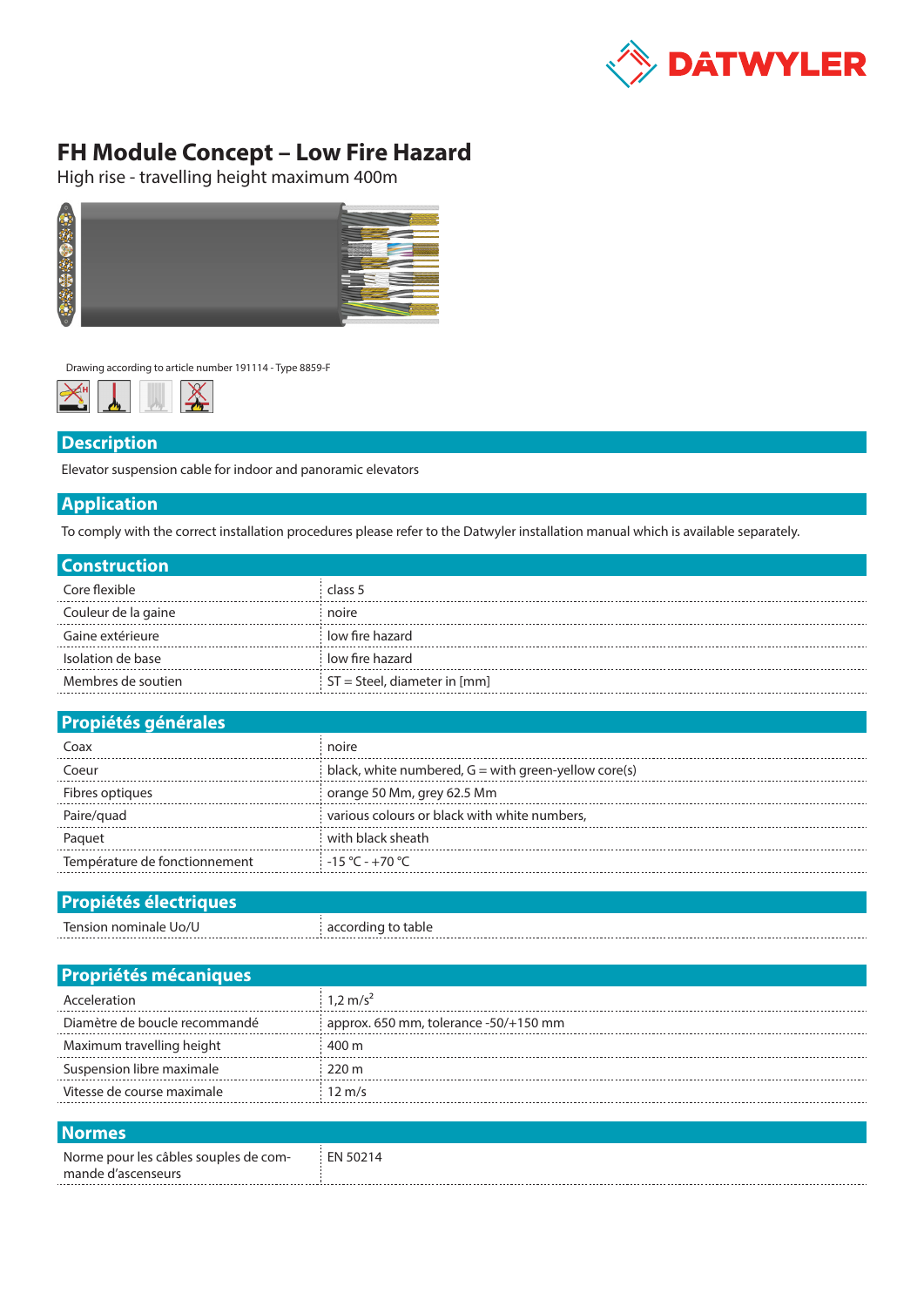# FH Module Concept – Low Fire Hazard

High rise - travelling height maximum 400m

Drawing according to article number 191114 - Type 8859-F

## Description

Elevator suspension cable for indoor and panoramic elevators

## Application

To comply with the correct installation procedures please refer to the Datwyler installation manual which is available separately.

## Construction

| | |
|---|---|
| Core flexible | class 5 |
| Couleur de la gaine | noire |
| Gaine extérieure | low fire hazard |
| Isolation de base | low fire hazard |
| Membres de soutien | ST = Steel, diameter in [mm] |

## Propiétés générales

| | |
|---|---|
| Coax | noire |
| Coeur | black, white numbered, G = with green-yellow core(s) |
| Fibres optiques | orange 50 Mm, grey 62.5 Mm |
| Paire/quad | various colours or black with white numbers, |
| Paquet | with black sheath |
| Température de fonctionnement | -15 °C - +70 °C |

## Propiétés électriques

| | |
|---|---|
| Tension nominale Uo/U | according to table |

## Propriétés mécaniques

| | |
|---|---|
| Acceleration | 1,2 m/s² |
| Diamètre de boucle recommandé | approx. 650 mm, tolerance -50/+150 mm |
| Maximum travelling height | 400 m |
| Suspension libre maximale | 220 m |
| Vitesse de course maximale | 12 m/s |

## Normes

| | |
|---|---|
| Norme pour les câbles souples de commande d'ascenseurs | EN 50214 |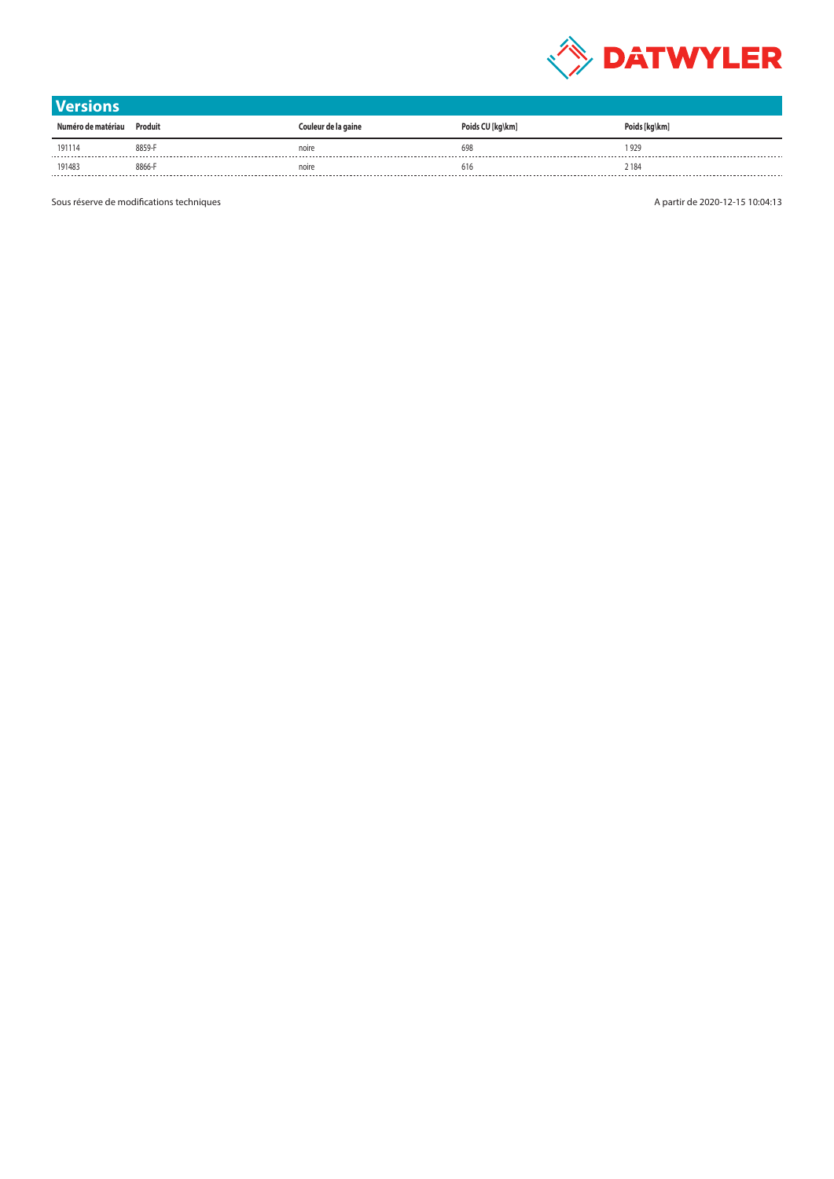## Versions

| Numéro de matériau | Produit | Couleur de la gaine | Poids CU [kg\km] | Poids [kg\km] |
|---|---|---|---|---|
| 191114 | 8859-F | noire | 698 | 1 929 |
| 191483 | 8866-F | noire | 616 | 2 184 |

Sous réserve de modifications techniques

A partir de 2020-12-15 10:04:13